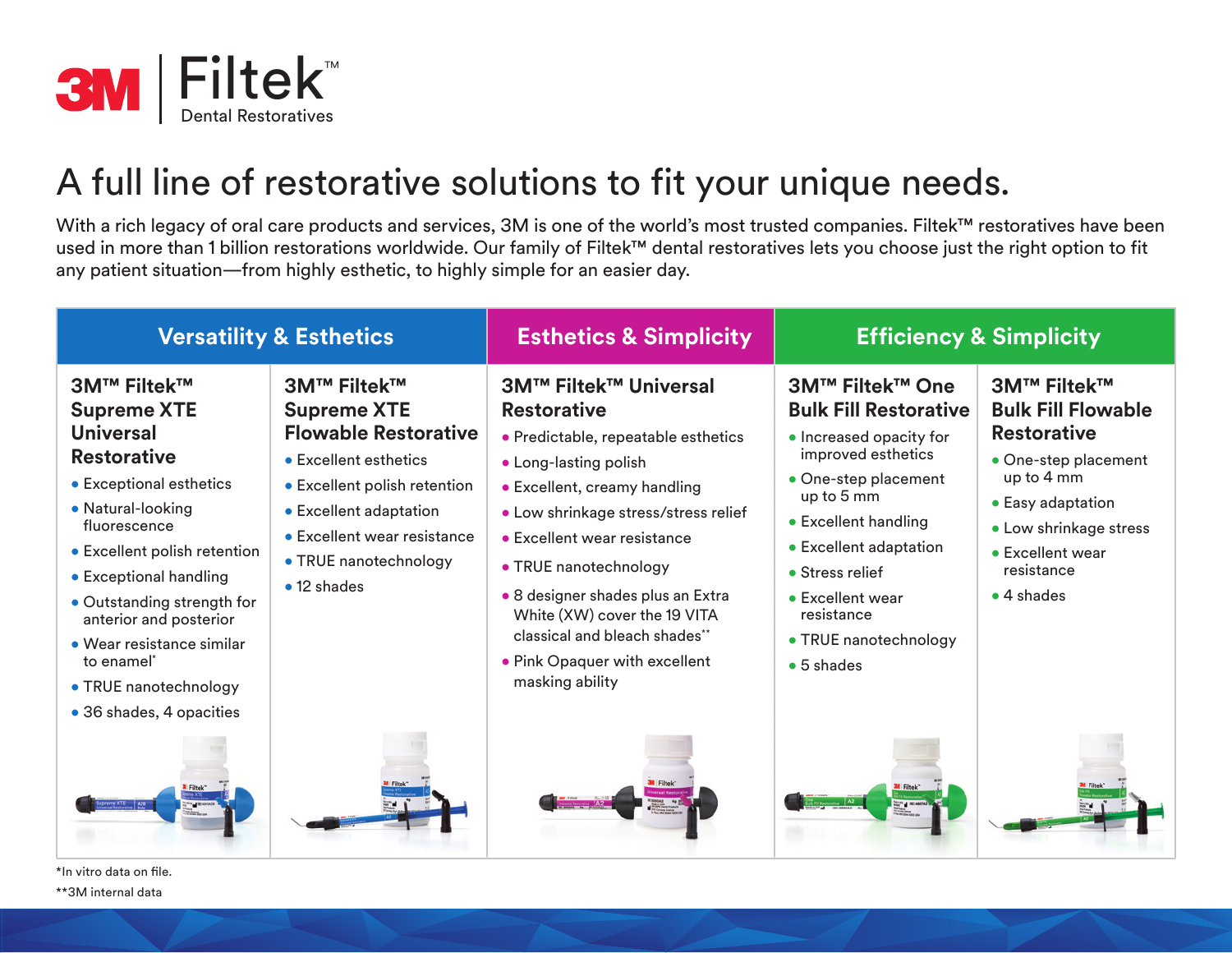# 3M Filtek™ Dental Restoratives

## A full line of restorative solutions to fit your unique needs.

With a rich legacy of oral care products and services, 3M is one of the world's most trusted companies. Filtek™ restoratives have been used in more than 1 billion restorations worldwide. Our family of Filtek™ dental restoratives lets you choose just the right option to fit any patient situation—from highly esthetic, to highly simple for an easier day.

## Versatility & Esthetics

### 3M™ Filtek™ Supreme XTE Universal Restorative

- Exceptional esthetics
- Natural-looking fluorescence
- Excellent polish retention
- Exceptional handling
- Outstanding strength for anterior and posterior
- Wear resistance similar to enamel*
- TRUE nanotechnology
- 36 shades, 4 opacities

### 3M™ Filtek™ Supreme XTE Flowable Restorative

- Excellent esthetics
- Excellent polish retention
- Excellent adaptation
- Excellent wear resistance
- TRUE nanotechnology
- 12 shades

## Esthetics & Simplicity

### 3M™ Filtek™ Universal Restorative

- Predictable, repeatable esthetics
- Long-lasting polish
- Excellent, creamy handling
- Low shrinkage stress/stress relief
- Excellent wear resistance
- TRUE nanotechnology
- 8 designer shades plus an Extra White (XW) cover the 19 VITA classical and bleach shades**
- Pink Opaquer with excellent masking ability

## Efficiency & Simplicity

### 3M™ Filtek™ One Bulk Fill Restorative

- Increased opacity for improved esthetics
- One-step placement up to 5 mm
- Excellent handling
- Excellent adaptation
- Stress relief
- Excellent wear resistance
- TRUE nanotechnology
- 5 shades

### 3M™ Filtek™ Bulk Fill Flowable Restorative

- One-step placement up to 4 mm
- Easy adaptation
- Low shrinkage stress
- Excellent wear resistance
- 4 shades

*In vitro data on file.

**3M internal data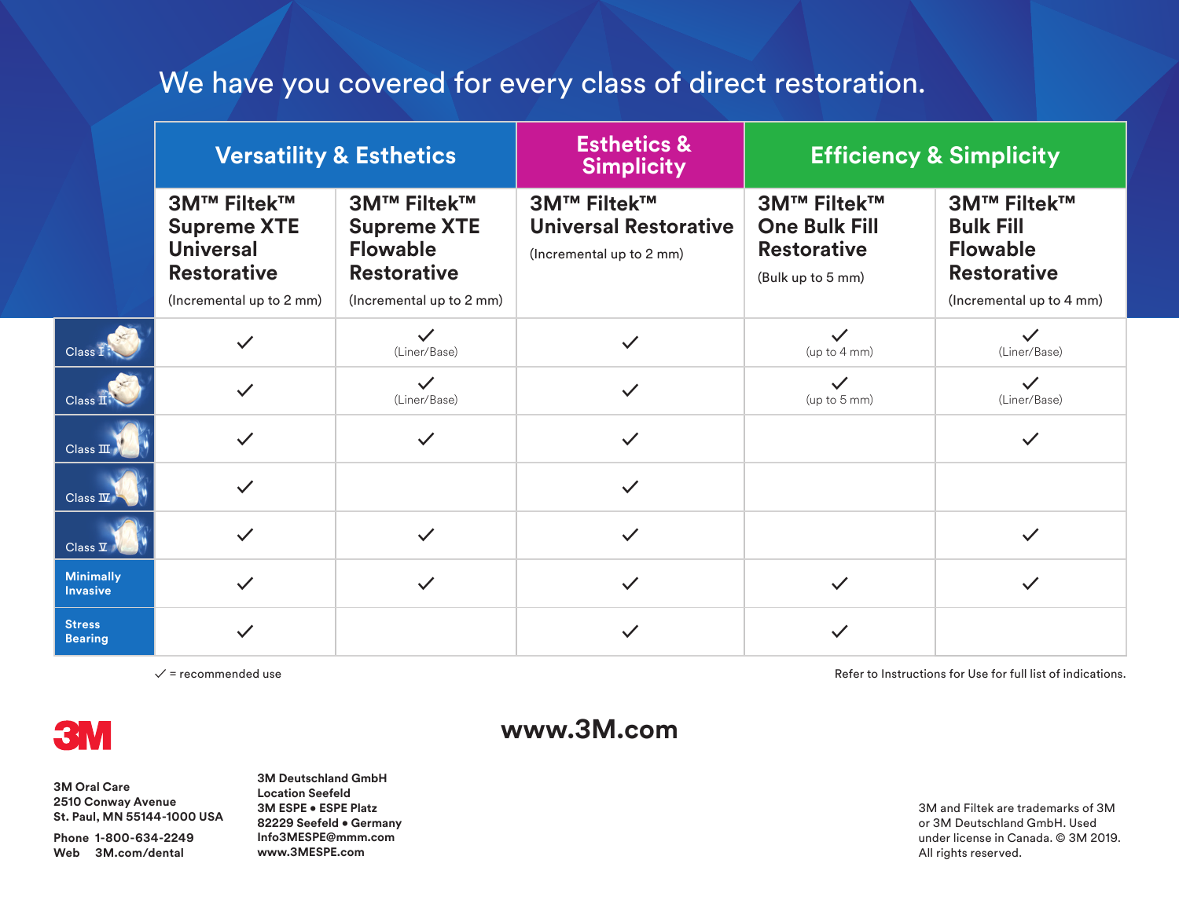# We have you covered for every class of direct restoration.

| | Versatility & Esthetics | | Esthetics & Simplicity | Efficiency & Simplicity | |
|---|---|---|---|---|---|
| | 3M™ Filtek™ Supreme XTE Universal Restorative (Incremental up to 2 mm) | 3M™ Filtek™ Supreme XTE Flowable Restorative (Incremental up to 2 mm) | 3M™ Filtek™ Universal Restorative (Incremental up to 2 mm) | 3M™ Filtek™ One Bulk Fill Restorative (Bulk up to 5 mm) | 3M™ Filtek™ Bulk Fill Flowable Restorative (Incremental up to 4 mm) |
| Class I | ✓ | ✓ (Liner/Base) | ✓ | ✓ (up to 4 mm) | ✓ (Liner/Base) |
| Class II | ✓ | ✓ (Liner/Base) | ✓ | ✓ (up to 5 mm) | ✓ (Liner/Base) |
| Class III | ✓ | ✓ | ✓ | | ✓ |
| Class IV | ✓ | | ✓ | | |
| Class V | ✓ | ✓ | ✓ | | ✓ |
| Minimally Invasive | ✓ | ✓ | ✓ | ✓ | ✓ |
| Stress Bearing | ✓ | | ✓ | ✓ | |

✓ = recommended use

Refer to Instructions for Use for full list of indications.

3M

www.3M.com

**3M Oral Care**
**2510 Conway Avenue**
**St. Paul, MN 55144-1000 USA**

**Phone** 1-800-634-2249
**Web** 3M.com/dental

**3M Deutschland GmbH**
**Location Seefeld**
**3M ESPE • ESPE Platz**
**82229 Seefeld • Germany**
**Info3MESPE@mmm.com**
**www.3MESPE.com**

3M and Filtek are trademarks of 3M or 3M Deutschland GmbH. Used under license in Canada. © 3M 2019. All rights reserved.